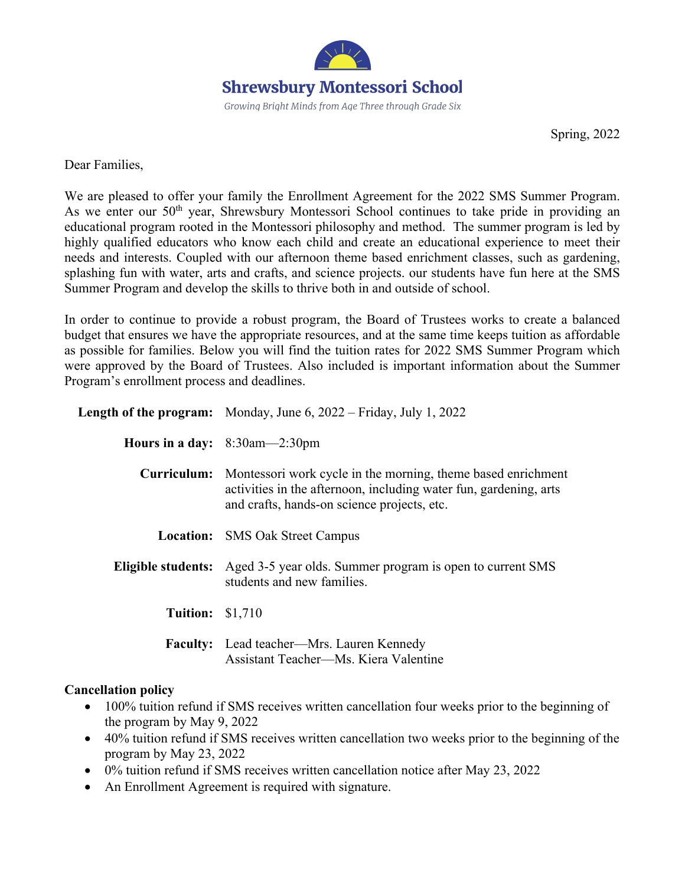# Shrewsbury Montessori School

*Growing Bright Minds from Age Three through Grade Six*

Spring, 2022

Dear Families,

We are pleased to offer your family the Enrollment Agreement for the 2022 SMS Summer Program. As we enter our 50th year, Shrewsbury Montessori School continues to take pride in providing an educational program rooted in the Montessori philosophy and method. The summer program is led by highly qualified educators who know each child and create an educational experience to meet their needs and interests. Coupled with our afternoon theme based enrichment classes, such as gardening, splashing fun with water, arts and crafts, and science projects. our students have fun here at the SMS Summer Program and develop the skills to thrive both in and outside of school.

In order to continue to provide a robust program, the Board of Trustees works to create a balanced budget that ensures we have the appropriate resources, and at the same time keeps tuition as affordable as possible for families. Below you will find the tuition rates for 2022 SMS Summer Program which were approved by the Board of Trustees. Also included is important information about the Summer Program's enrollment process and deadlines.

| | |
|---|---|
| **Length of the program:** | Monday, June 6, 2022 – Friday, July 1, 2022 |
| **Hours in a day:** | 8:30am—2:30pm |
| **Curriculum:** | Montessori work cycle in the morning, theme based enrichment activities in the afternoon, including water fun, gardening, arts and crafts, hands-on science projects, etc. |
| **Location:** | SMS Oak Street Campus |
| **Eligible students:** | Aged 3-5 year olds. Summer program is open to current SMS students and new families. |
| **Tuition:** | $1,710 |
| **Faculty:** | Lead teacher—Mrs. Lauren Kennedy<br>Assistant Teacher—Ms. Kiera Valentine |

**Cancellation policy**

- 100% tuition refund if SMS receives written cancellation four weeks prior to the beginning of the program by May 9, 2022
- 40% tuition refund if SMS receives written cancellation two weeks prior to the beginning of the program by May 23, 2022
- 0% tuition refund if SMS receives written cancellation notice after May 23, 2022
- An Enrollment Agreement is required with signature.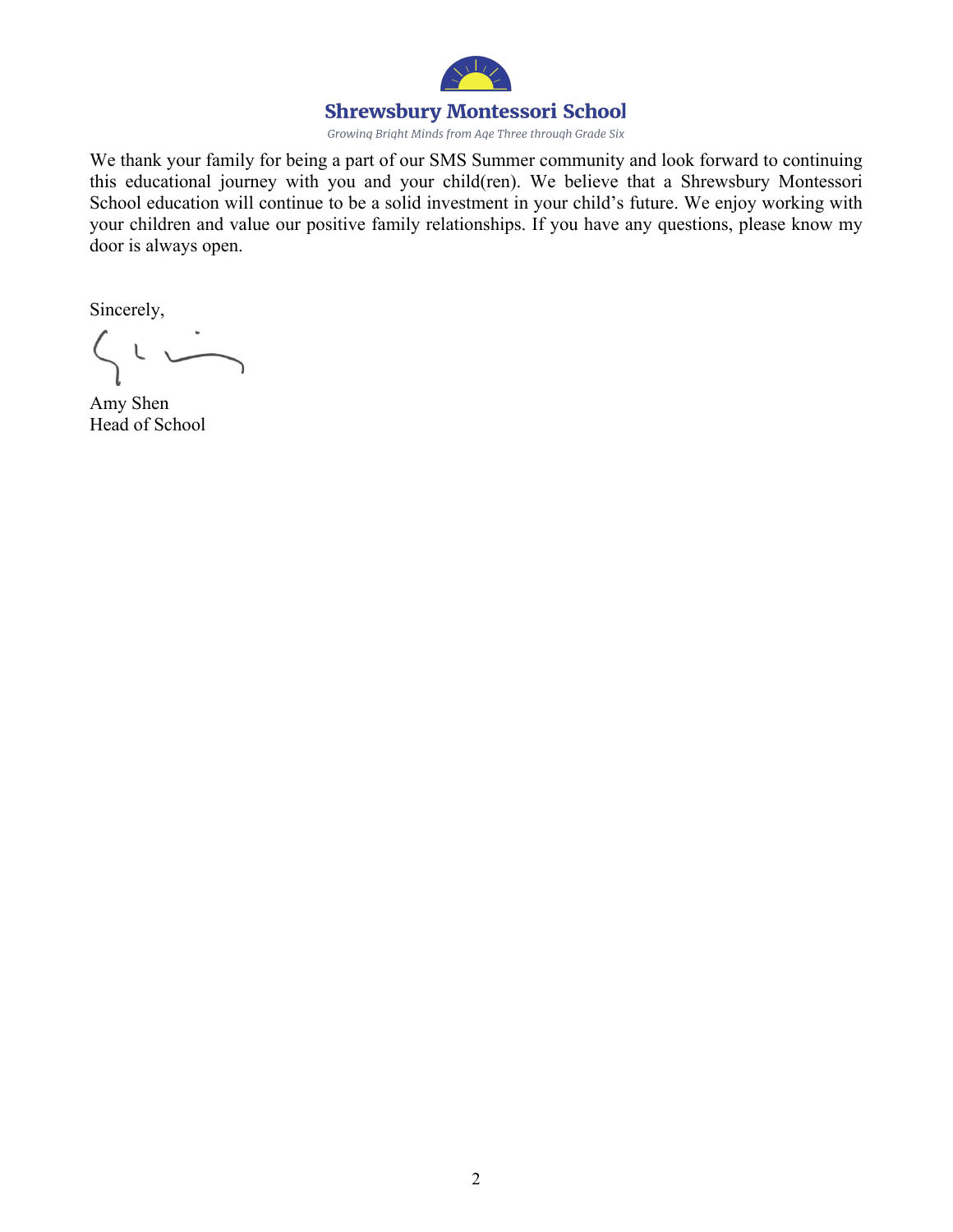**Shrewsbury Montessori School**

*Growing Bright Minds from Age Three through Grade Six*

We thank your family for being a part of our SMS Summer community and look forward to continuing this educational journey with you and your child(ren). We believe that a Shrewsbury Montessori School education will continue to be a solid investment in your child's future. We enjoy working with your children and value our positive family relationships. If you have any questions, please know my door is always open.

Sincerely,

Amy Shen
Head of School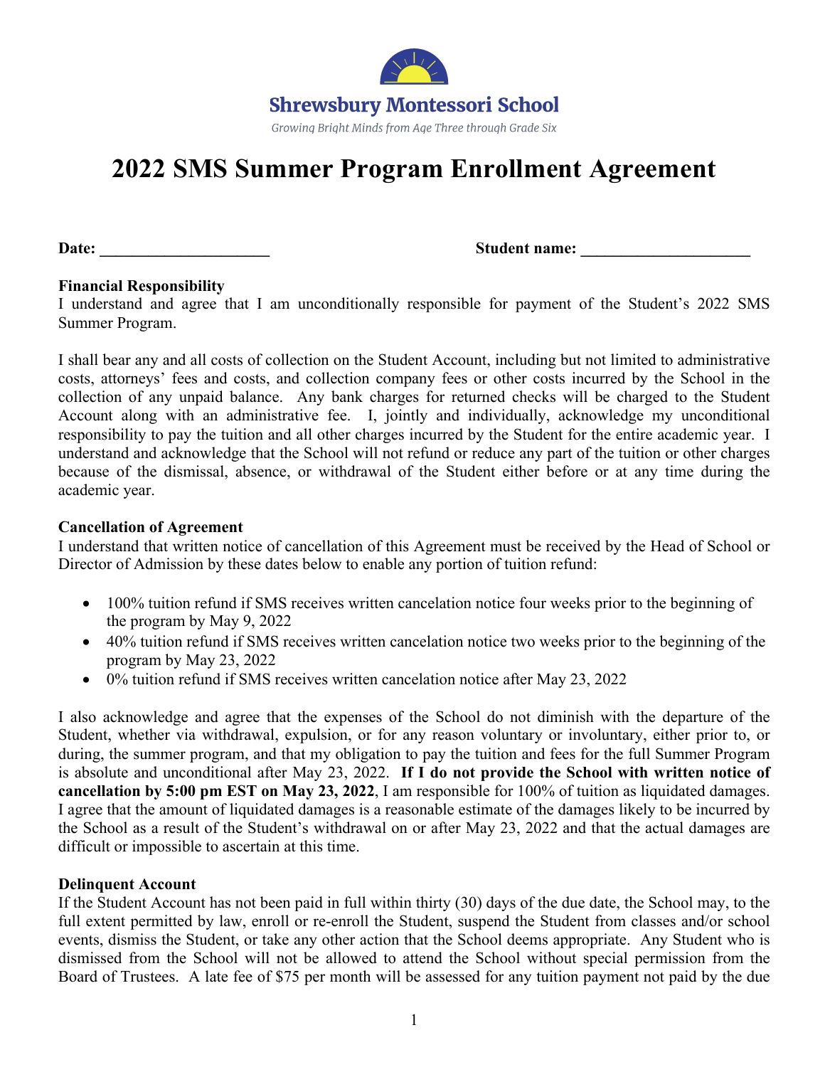Shrewsbury Montessori School

*Growing Bright Minds from Age Three through Grade Six*

# 2022 SMS Summer Program Enrollment Agreement

**Date: ____________________** **Student name: ____________________**

**Financial Responsibility**

I understand and agree that I am unconditionally responsible for payment of the Student's 2022 SMS Summer Program.

I shall bear any and all costs of collection on the Student Account, including but not limited to administrative costs, attorneys' fees and costs, and collection company fees or other costs incurred by the School in the collection of any unpaid balance. Any bank charges for returned checks will be charged to the Student Account along with an administrative fee. I, jointly and individually, acknowledge my unconditional responsibility to pay the tuition and all other charges incurred by the Student for the entire academic year. I understand and acknowledge that the School will not refund or reduce any part of the tuition or other charges because of the dismissal, absence, or withdrawal of the Student either before or at any time during the academic year.

**Cancellation of Agreement**

I understand that written notice of cancellation of this Agreement must be received by the Head of School or Director of Admission by these dates below to enable any portion of tuition refund:

- 100% tuition refund if SMS receives written cancelation notice four weeks prior to the beginning of the program by May 9, 2022
- 40% tuition refund if SMS receives written cancelation notice two weeks prior to the beginning of the program by May 23, 2022
- 0% tuition refund if SMS receives written cancelation notice after May 23, 2022

I also acknowledge and agree that the expenses of the School do not diminish with the departure of the Student, whether via withdrawal, expulsion, or for any reason voluntary or involuntary, either prior to, or during, the summer program, and that my obligation to pay the tuition and fees for the full Summer Program is absolute and unconditional after May 23, 2022. **If I do not provide the School with written notice of cancellation by 5:00 pm EST on May 23, 2022**, I am responsible for 100% of tuition as liquidated damages. I agree that the amount of liquidated damages is a reasonable estimate of the damages likely to be incurred by the School as a result of the Student's withdrawal on or after May 23, 2022 and that the actual damages are difficult or impossible to ascertain at this time.

**Delinquent Account**

If the Student Account has not been paid in full within thirty (30) days of the due date, the School may, to the full extent permitted by law, enroll or re-enroll the Student, suspend the Student from classes and/or school events, dismiss the Student, or take any other action that the School deems appropriate. Any Student who is dismissed from the School will not be allowed to attend the School without special permission from the Board of Trustees. A late fee of $75 per month will be assessed for any tuition payment not paid by the due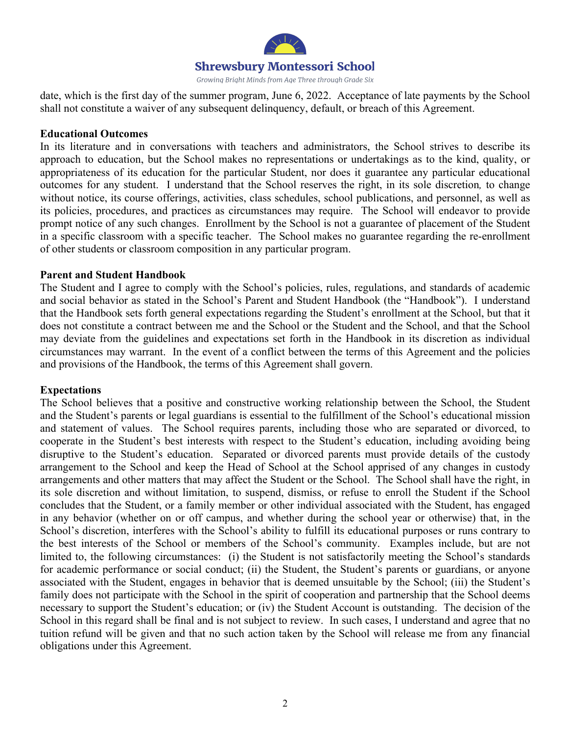date, which is the first day of the summer program, June 6, 2022. Acceptance of late payments by the School shall not constitute a waiver of any subsequent delinquency, default, or breach of this Agreement.

**Educational Outcomes**

In its literature and in conversations with teachers and administrators, the School strives to describe its approach to education, but the School makes no representations or undertakings as to the kind, quality, or appropriateness of its education for the particular Student, nor does it guarantee any particular educational outcomes for any student. I understand that the School reserves the right, in its sole discretion*,* to change without notice, its course offerings, activities, class schedules, school publications, and personnel, as well as its policies, procedures, and practices as circumstances may require. The School will endeavor to provide prompt notice of any such changes. Enrollment by the School is not a guarantee of placement of the Student in a specific classroom with a specific teacher. The School makes no guarantee regarding the re-enrollment of other students or classroom composition in any particular program.

**Parent and Student Handbook**

The Student and I agree to comply with the School's policies, rules, regulations, and standards of academic and social behavior as stated in the School's Parent and Student Handbook (the "Handbook"). I understand that the Handbook sets forth general expectations regarding the Student's enrollment at the School, but that it does not constitute a contract between me and the School or the Student and the School, and that the School may deviate from the guidelines and expectations set forth in the Handbook in its discretion as individual circumstances may warrant. In the event of a conflict between the terms of this Agreement and the policies and provisions of the Handbook, the terms of this Agreement shall govern.

**Expectations**

The School believes that a positive and constructive working relationship between the School, the Student and the Student's parents or legal guardians is essential to the fulfillment of the School's educational mission and statement of values. The School requires parents, including those who are separated or divorced, to cooperate in the Student's best interests with respect to the Student's education, including avoiding being disruptive to the Student's education. Separated or divorced parents must provide details of the custody arrangement to the School and keep the Head of School at the School apprised of any changes in custody arrangements and other matters that may affect the Student or the School. The School shall have the right, in its sole discretion and without limitation, to suspend, dismiss, or refuse to enroll the Student if the School concludes that the Student, or a family member or other individual associated with the Student, has engaged in any behavior (whether on or off campus, and whether during the school year or otherwise) that, in the School's discretion, interferes with the School's ability to fulfill its educational purposes or runs contrary to the best interests of the School or members of the School's community. Examples include, but are not limited to, the following circumstances: (i) the Student is not satisfactorily meeting the School's standards for academic performance or social conduct; (ii) the Student, the Student's parents or guardians, or anyone associated with the Student, engages in behavior that is deemed unsuitable by the School; (iii) the Student's family does not participate with the School in the spirit of cooperation and partnership that the School deems necessary to support the Student's education; or (iv) the Student Account is outstanding. The decision of the School in this regard shall be final and is not subject to review. In such cases, I understand and agree that no tuition refund will be given and that no such action taken by the School will release me from any financial obligations under this Agreement.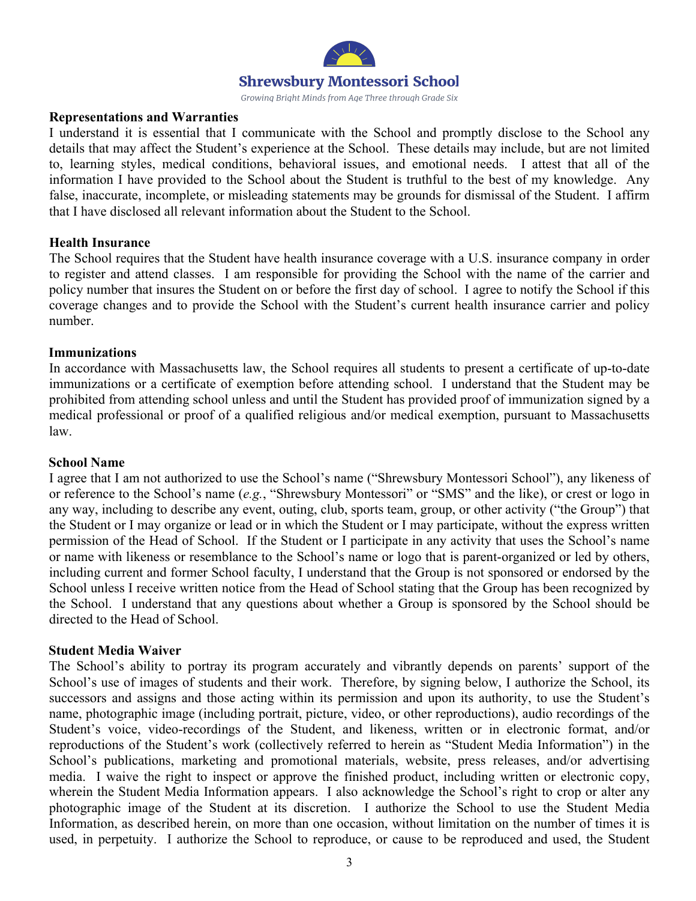## Representations and Warranties

I understand it is essential that I communicate with the School and promptly disclose to the School any details that may affect the Student's experience at the School. These details may include, but are not limited to, learning styles, medical conditions, behavioral issues, and emotional needs. I attest that all of the information I have provided to the School about the Student is truthful to the best of my knowledge. Any false, inaccurate, incomplete, or misleading statements may be grounds for dismissal of the Student. I affirm that I have disclosed all relevant information about the Student to the School.

## Health Insurance

The School requires that the Student have health insurance coverage with a U.S. insurance company in order to register and attend classes. I am responsible for providing the School with the name of the carrier and policy number that insures the Student on or before the first day of school. I agree to notify the School if this coverage changes and to provide the School with the Student's current health insurance carrier and policy number.

## Immunizations

In accordance with Massachusetts law, the School requires all students to present a certificate of up-to-date immunizations or a certificate of exemption before attending school. I understand that the Student may be prohibited from attending school unless and until the Student has provided proof of immunization signed by a medical professional or proof of a qualified religious and/or medical exemption, pursuant to Massachusetts law.

## School Name

I agree that I am not authorized to use the School's name ("Shrewsbury Montessori School"), any likeness of or reference to the School's name (*e.g.*, "Shrewsbury Montessori" or "SMS" and the like), or crest or logo in any way, including to describe any event, outing, club, sports team, group, or other activity ("the Group") that the Student or I may organize or lead or in which the Student or I may participate, without the express written permission of the Head of School. If the Student or I participate in any activity that uses the School's name or name with likeness or resemblance to the School's name or logo that is parent-organized or led by others, including current and former School faculty, I understand that the Group is not sponsored or endorsed by the School unless I receive written notice from the Head of School stating that the Group has been recognized by the School. I understand that any questions about whether a Group is sponsored by the School should be directed to the Head of School.

## Student Media Waiver

The School's ability to portray its program accurately and vibrantly depends on parents' support of the School's use of images of students and their work. Therefore, by signing below, I authorize the School, its successors and assigns and those acting within its permission and upon its authority, to use the Student's name, photographic image (including portrait, picture, video, or other reproductions), audio recordings of the Student's voice, video-recordings of the Student, and likeness, written or in electronic format, and/or reproductions of the Student's work (collectively referred to herein as "Student Media Information") in the School's publications, marketing and promotional materials, website, press releases, and/or advertising media. I waive the right to inspect or approve the finished product, including written or electronic copy, wherein the Student Media Information appears. I also acknowledge the School's right to crop or alter any photographic image of the Student at its discretion. I authorize the School to use the Student Media Information, as described herein, on more than one occasion, without limitation on the number of times it is used, in perpetuity. I authorize the School to reproduce, or cause to be reproduced and used, the Student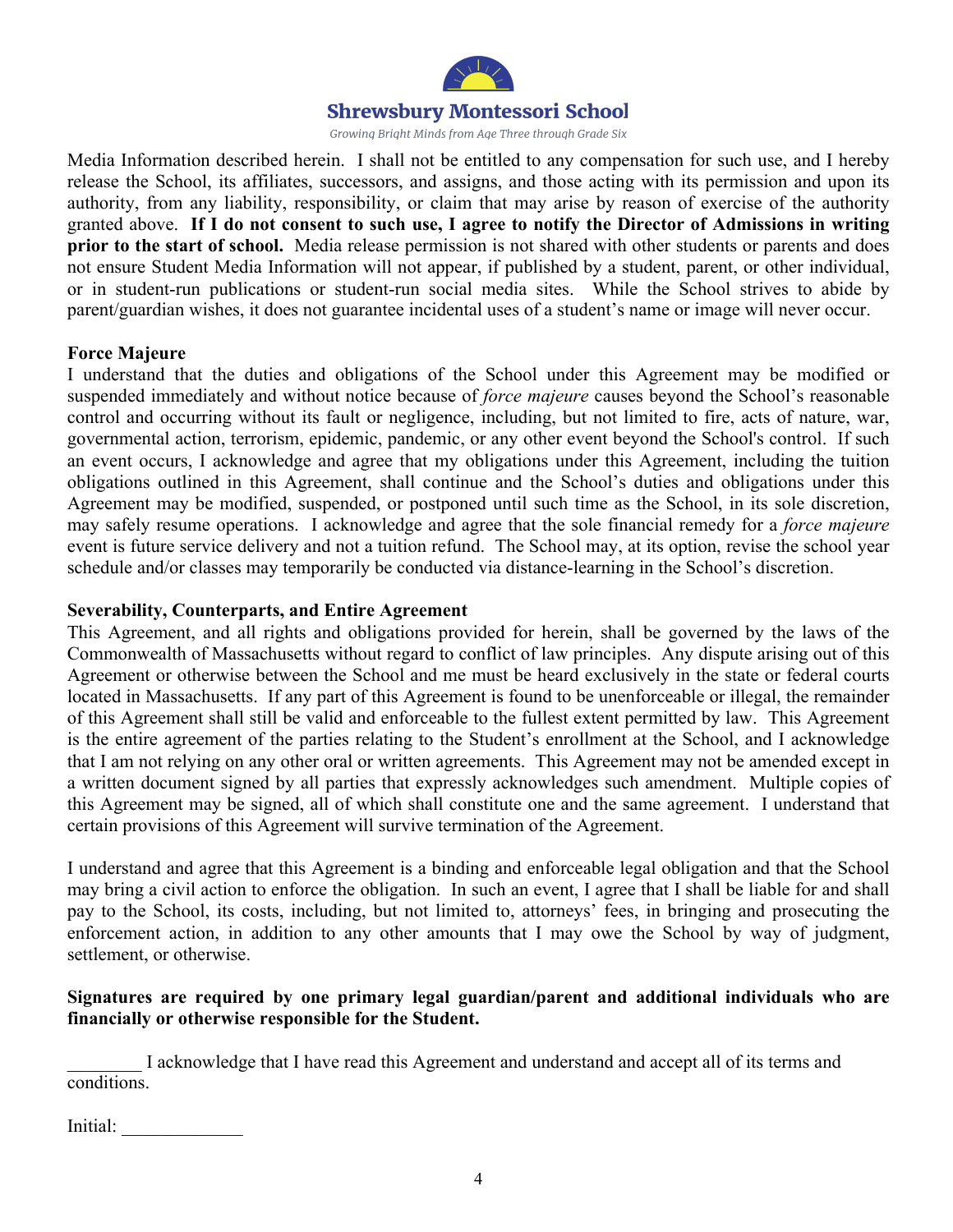Media Information described herein. I shall not be entitled to any compensation for such use, and I hereby release the School, its affiliates, successors, and assigns, and those acting with its permission and upon its authority, from any liability, responsibility, or claim that may arise by reason of exercise of the authority granted above. **If I do not consent to such use, I agree to notify the Director of Admissions in writing prior to the start of school.** Media release permission is not shared with other students or parents and does not ensure Student Media Information will not appear, if published by a student, parent, or other individual, or in student-run publications or student-run social media sites. While the School strives to abide by parent/guardian wishes, it does not guarantee incidental uses of a student's name or image will never occur.

**Force Majeure**

I understand that the duties and obligations of the School under this Agreement may be modified or suspended immediately and without notice because of *force majeure* causes beyond the School's reasonable control and occurring without its fault or negligence, including, but not limited to fire, acts of nature, war, governmental action, terrorism, epidemic, pandemic, or any other event beyond the School's control. If such an event occurs, I acknowledge and agree that my obligations under this Agreement, including the tuition obligations outlined in this Agreement, shall continue and the School's duties and obligations under this Agreement may be modified, suspended, or postponed until such time as the School, in its sole discretion, may safely resume operations. I acknowledge and agree that the sole financial remedy for a *force majeure* event is future service delivery and not a tuition refund. The School may, at its option, revise the school year schedule and/or classes may temporarily be conducted via distance-learning in the School's discretion.

**Severability, Counterparts, and Entire Agreement**

This Agreement, and all rights and obligations provided for herein, shall be governed by the laws of the Commonwealth of Massachusetts without regard to conflict of law principles. Any dispute arising out of this Agreement or otherwise between the School and me must be heard exclusively in the state or federal courts located in Massachusetts. If any part of this Agreement is found to be unenforceable or illegal, the remainder of this Agreement shall still be valid and enforceable to the fullest extent permitted by law. This Agreement is the entire agreement of the parties relating to the Student's enrollment at the School, and I acknowledge that I am not relying on any other oral or written agreements. This Agreement may not be amended except in a written document signed by all parties that expressly acknowledges such amendment. Multiple copies of this Agreement may be signed, all of which shall constitute one and the same agreement. I understand that certain provisions of this Agreement will survive termination of the Agreement.

I understand and agree that this Agreement is a binding and enforceable legal obligation and that the School may bring a civil action to enforce the obligation. In such an event, I agree that I shall be liable for and shall pay to the School, its costs, including, but not limited to, attorneys' fees, in bringing and prosecuting the enforcement action, in addition to any other amounts that I may owe the School by way of judgment, settlement, or otherwise.

**Signatures are required by one primary legal guardian/parent and additional individuals who are financially or otherwise responsible for the Student.**

________ I acknowledge that I have read this Agreement and understand and accept all of its terms and conditions.

Initial: _____________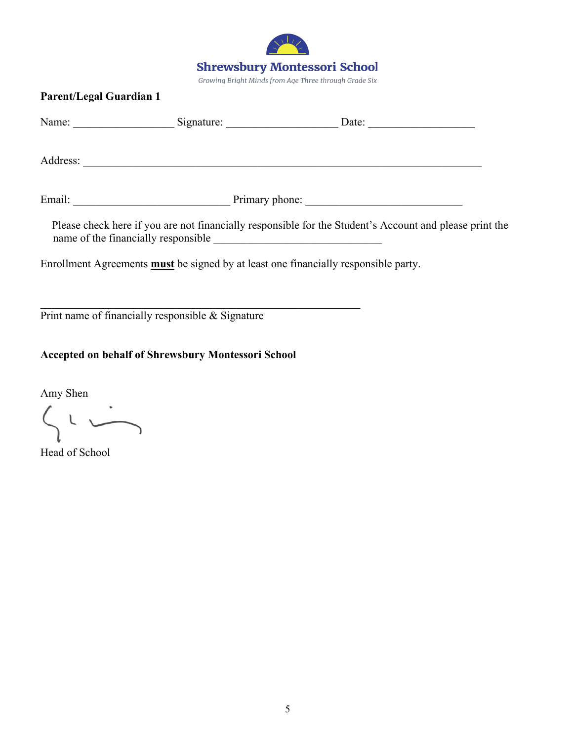**Shrewsbury Montessori School**

*Growing Bright Minds from Age Three through Grade Six*

**Parent/Legal Guardian 1**

Name: __________________ Signature: ____________________ Date: ___________________

Address: ________________________________________________________________________

Email: ____________________________ Primary phone: ____________________________

Please check here if you are not financially responsible for the Student's Account and please print the name of the financially responsible ______________________________

Enrollment Agreements **must** be signed by at least one financially responsible party.

_________________________________________________________

Print name of financially responsible & Signature

**Accepted on behalf of Shrewsbury Montessori School**

Amy Shen

Head of School